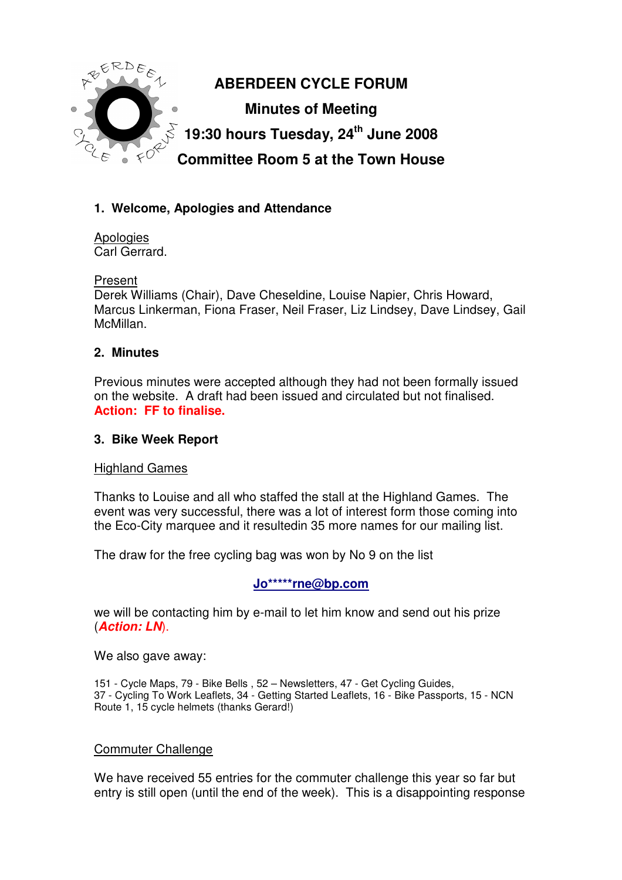# ABERDEEN CYCLE FORUM

## Minutes of Meeting

## 19:30 hours Tuesday, 24th June 2008

## Committee Room 5 at the Town House

### 1. Welcome, Apologies and Attendance

Apologies
Carl Gerrard.

Present
Derek Williams (Chair), Dave Cheseldine, Louise Napier, Chris Howard, Marcus Linkerman, Fiona Fraser, Neil Fraser, Liz Lindsey, Dave Lindsey, Gail McMillan.

### 2. Minutes

Previous minutes were accepted although they had not been formally issued on the website. A draft had been issued and circulated but not finalised.
**Action: FF to finalise.**

### 3. Bike Week Report

Highland Games

Thanks to Louise and all who staffed the stall at the Highland Games. The event was very successful, there was a lot of interest form those coming into the Eco-City marquee and it resultedin 35 more names for our mailing list.

The draw for the free cycling bag was won by No 9 on the list

**Jo*****rne@bp.com**

we will be contacting him by e-mail to let him know and send out his prize (***Action: LN***).

We also gave away:

151 - Cycle Maps, 79 - Bike Bells , 52 – Newsletters, 47 - Get Cycling Guides, 37 - Cycling To Work Leaflets, 34 - Getting Started Leaflets, 16 - Bike Passports, 15 - NCN Route 1, 15 cycle helmets (thanks Gerard!)

Commuter Challenge

We have received 55 entries for the commuter challenge this year so far but entry is still open (until the end of the week). This is a disappointing response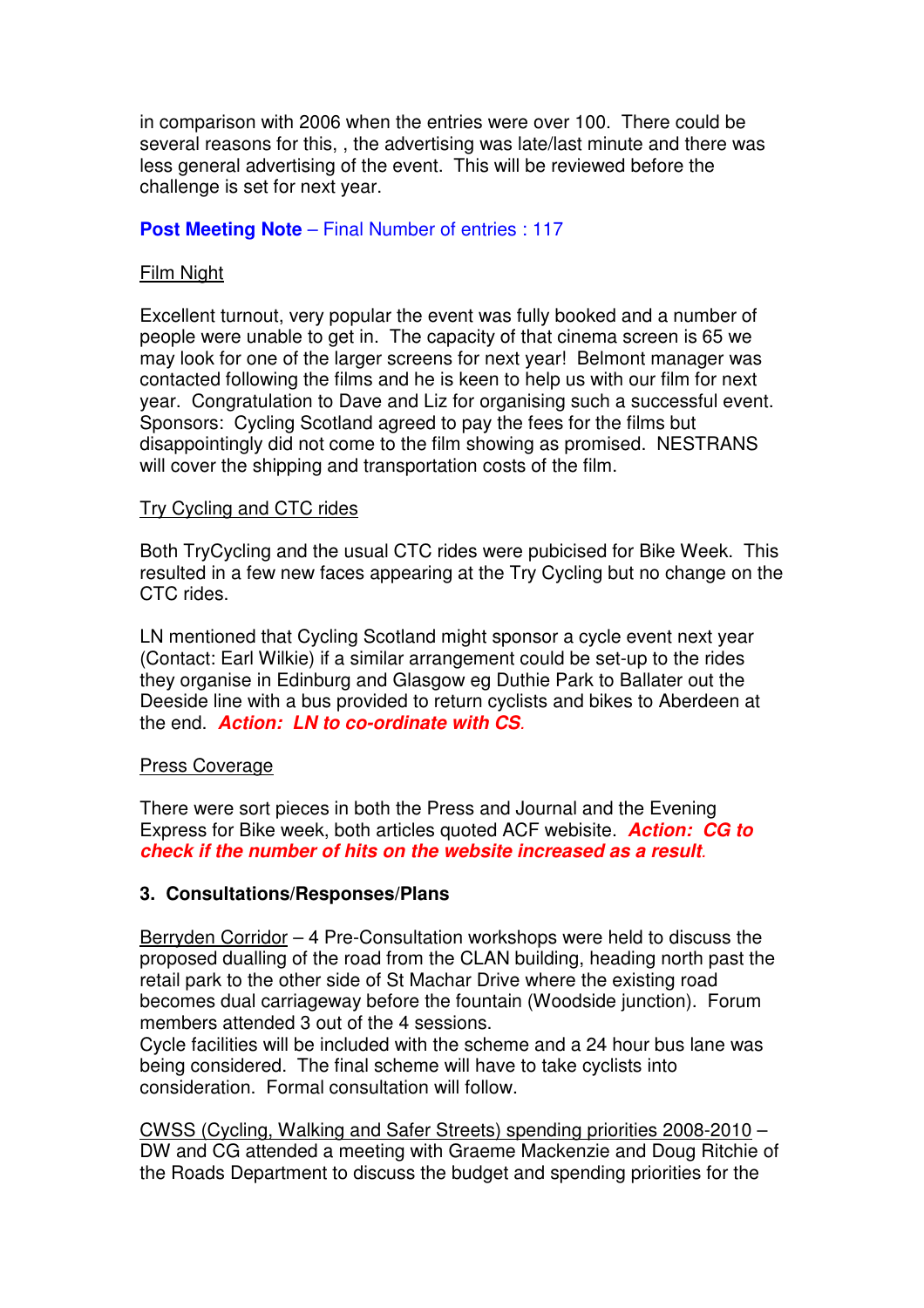in comparison with 2006 when the entries were over 100. There could be several reasons for this, , the advertising was late/last minute and there was less general advertising of the event. This will be reviewed before the challenge is set for next year.

**Post Meeting Note** – Final Number of entries : 117

Film Night

Excellent turnout, very popular the event was fully booked and a number of people were unable to get in. The capacity of that cinema screen is 65 we may look for one of the larger screens for next year! Belmont manager was contacted following the films and he is keen to help us with our film for next year. Congratulation to Dave and Liz for organising such a successful event. Sponsors: Cycling Scotland agreed to pay the fees for the films but disappointingly did not come to the film showing as promised. NESTRANS will cover the shipping and transportation costs of the film.

Try Cycling and CTC rides

Both TryCycling and the usual CTC rides were pubicised for Bike Week. This resulted in a few new faces appearing at the Try Cycling but no change on the CTC rides.

LN mentioned that Cycling Scotland might sponsor a cycle event next year (Contact: Earl Wilkie) if a similar arrangement could be set-up to the rides they organise in Edinburg and Glasgow eg Duthie Park to Ballater out the Deeside line with a bus provided to return cyclists and bikes to Aberdeen at the end. ***Action: LN to co-ordinate with CS***.

Press Coverage

There were sort pieces in both the Press and Journal and the Evening Express for Bike week, both articles quoted ACF webisite. ***Action: CG to check if the number of hits on the website increased as a result***.

## 3. Consultations/Responses/Plans

Berryden Corridor – 4 Pre-Consultation workshops were held to discuss the proposed dualling of the road from the CLAN building, heading north past the retail park to the other side of St Machar Drive where the existing road becomes dual carriageway before the fountain (Woodside junction). Forum members attended 3 out of the 4 sessions.
Cycle facilities will be included with the scheme and a 24 hour bus lane was being considered. The final scheme will have to take cyclists into consideration. Formal consultation will follow.

CWSS (Cycling, Walking and Safer Streets) spending priorities 2008-2010 – DW and CG attended a meeting with Graeme Mackenzie and Doug Ritchie of the Roads Department to discuss the budget and spending priorities for the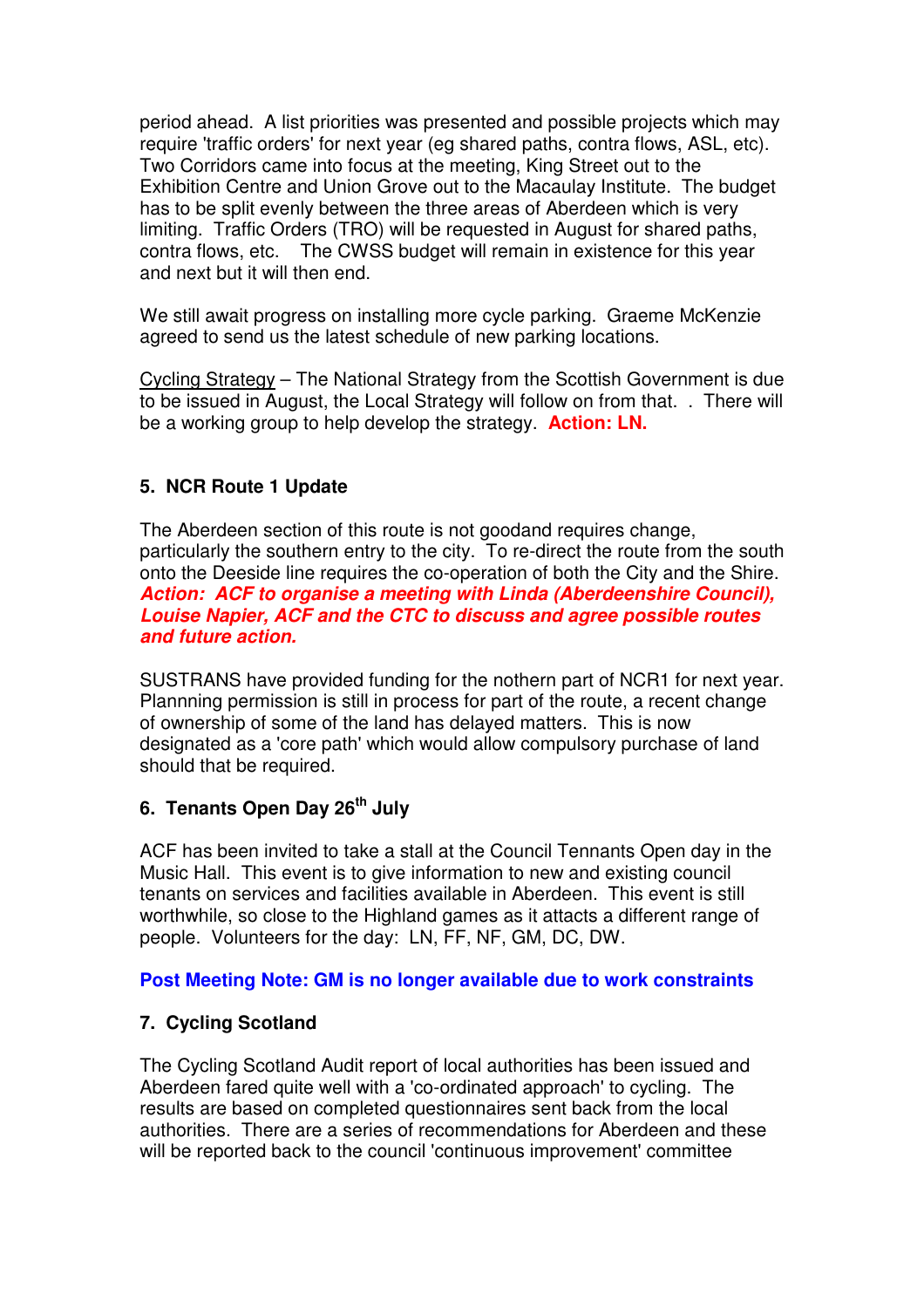period ahead. A list priorities was presented and possible projects which may require 'traffic orders' for next year (eg shared paths, contra flows, ASL, etc). Two Corridors came into focus at the meeting, King Street out to the Exhibition Centre and Union Grove out to the Macaulay Institute. The budget has to be split evenly between the three areas of Aberdeen which is very limiting. Traffic Orders (TRO) will be requested in August for shared paths, contra flows, etc. The CWSS budget will remain in existence for this year and next but it will then end.

We still await progress on installing more cycle parking. Graeme McKenzie agreed to send us the latest schedule of new parking locations.

Cycling Strategy – The National Strategy from the Scottish Government is due to be issued in August, the Local Strategy will follow on from that. . There will be a working group to help develop the strategy. **Action: LN.**

### 5. NCR Route 1 Update

The Aberdeen section of this route is not goodand requires change, particularly the southern entry to the city. To re-direct the route from the south onto the Deeside line requires the co-operation of both the City and the Shire. ***Action: ACF to organise a meeting with Linda (Aberdeenshire Council), Louise Napier, ACF and the CTC to discuss and agree possible routes and future action.***

SUSTRANS have provided funding for the nothern part of NCR1 for next year. Plannning permission is still in process for part of the route, a recent change of ownership of some of the land has delayed matters. This is now designated as a 'core path' which would allow compulsory purchase of land should that be required.

### 6. Tenants Open Day 26th July

ACF has been invited to take a stall at the Council Tennants Open day in the Music Hall. This event is to give information to new and existing council tenants on services and facilities available in Aberdeen. This event is still worthwhile, so close to the Highland games as it attracts a different range of people. Volunteers for the day: LN, FF, NF, GM, DC, DW.

**Post Meeting Note: GM is no longer available due to work constraints**

### 7. Cycling Scotland

The Cycling Scotland Audit report of local authorities has been issued and Aberdeen fared quite well with a 'co-ordinated approach' to cycling. The results are based on completed questionnaires sent back from the local authorities. There are a series of recommendations for Aberdeen and these will be reported back to the council 'continuous improvement' committee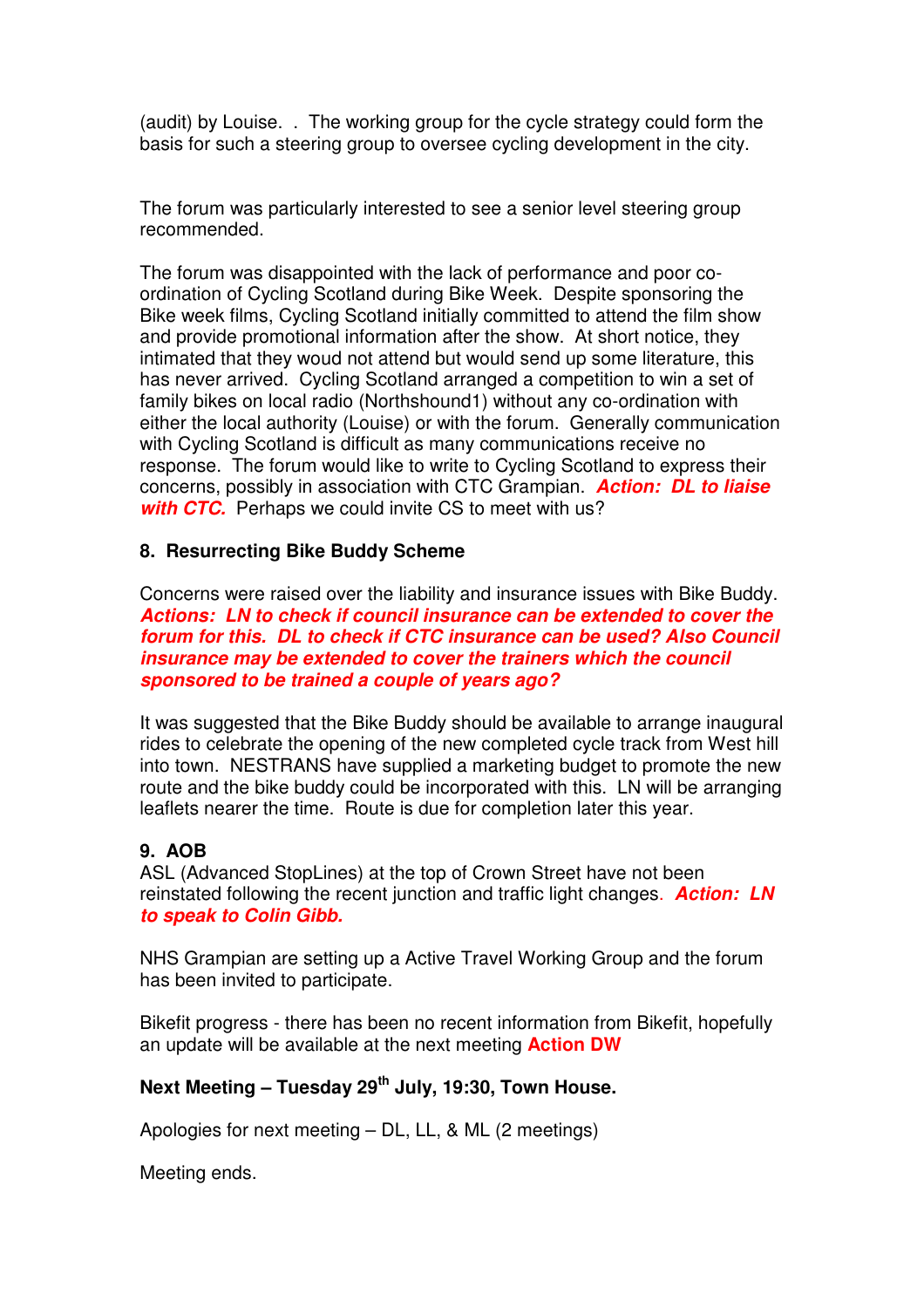(audit) by Louise. . The working group for the cycle strategy could form the basis for such a steering group to oversee cycling development in the city.

The forum was particularly interested to see a senior level steering group recommended.

The forum was disappointed with the lack of performance and poor co-ordination of Cycling Scotland during Bike Week. Despite sponsoring the Bike week films, Cycling Scotland initially committed to attend the film show and provide promotional information after the show. At short notice, they intimated that they woud not attend but would send up some literature, this has never arrived. Cycling Scotland arranged a competition to win a set of family bikes on local radio (Northshound1) without any co-ordination with either the local authority (Louise) or with the forum. Generally communication with Cycling Scotland is difficult as many communications receive no response. The forum would like to write to Cycling Scotland to express their concerns, possibly in association with CTC Grampian. ***Action: DL to liaise with CTC.*** Perhaps we could invite CS to meet with us?

### 8. Resurrecting Bike Buddy Scheme

Concerns were raised over the liability and insurance issues with Bike Buddy. ***Actions: LN to check if council insurance can be extended to cover the forum for this. DL to check if CTC insurance can be used? Also Council insurance may be extended to cover the trainers which the council sponsored to be trained a couple of years ago?***

It was suggested that the Bike Buddy should be available to arrange inaugural rides to celebrate the opening of the new completed cycle track from West hill into town. NESTRANS have supplied a marketing budget to promote the new route and the bike buddy could be incorporated with this. LN will be arranging leaflets nearer the time. Route is due for completion later this year.

### 9. AOB

ASL (Advanced StopLines) at the top of Crown Street have not been reinstated following the recent junction and traffic light changes. ***Action: LN to speak to Colin Gibb.***

NHS Grampian are setting up a Active Travel Working Group and the forum has been invited to participate.

Bikefit progress - there has been no recent information from Bikefit, hopefully an update will be available at the next meeting **Action DW**

**Next Meeting – Tuesday 29th July, 19:30, Town House.**

Apologies for next meeting – DL, LL, & ML (2 meetings)

Meeting ends.